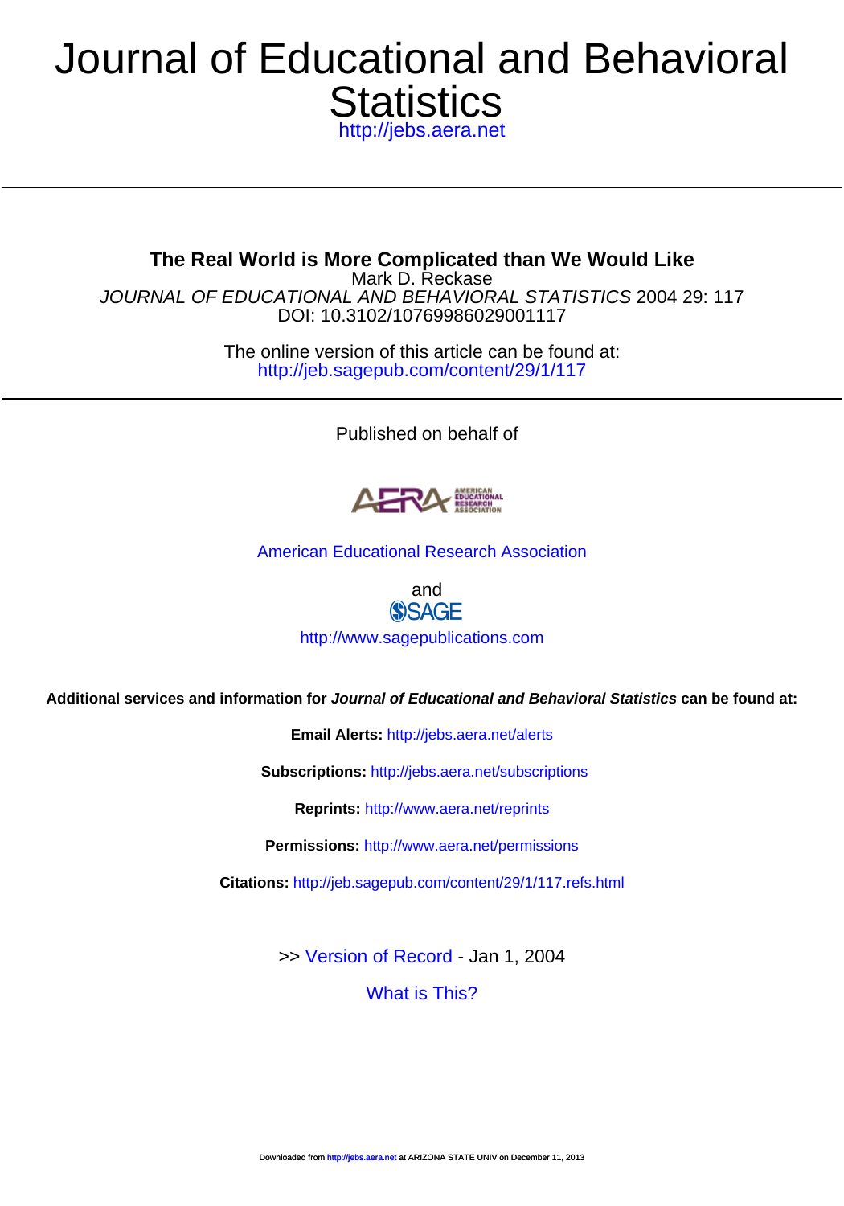# Journal of Educational and Behavioral Statistics

http://jebs.aera.net

---

**The Real World is More Complicated than We Would Like**

Mark D. Reckase

*JOURNAL OF EDUCATIONAL AND BEHAVIORAL STATISTICS* 2004 29: 117

DOI: 10.3102/10769986029001117

The online version of this article can be found at:

http://jeb.sagepub.com/content/29/1/117

---

Published on behalf of

American Educational Research Association

and

SAGE

http://www.sagepublications.com

**Additional services and information for *Journal of Educational and Behavioral Statistics* can be found at:**

**Email Alerts:** http://jebs.aera.net/alerts

**Subscriptions:** http://jebs.aera.net/subscriptions

**Reprints:** http://www.aera.net/reprints

**Permissions:** http://www.aera.net/permissions

**Citations:** http://jeb.sagepub.com/content/29/1/117.refs.html

>> Version of Record - Jan 1, 2004

What is This?

Downloaded from http://jebs.aera.net at ARIZONA STATE UNIV on December 11, 2013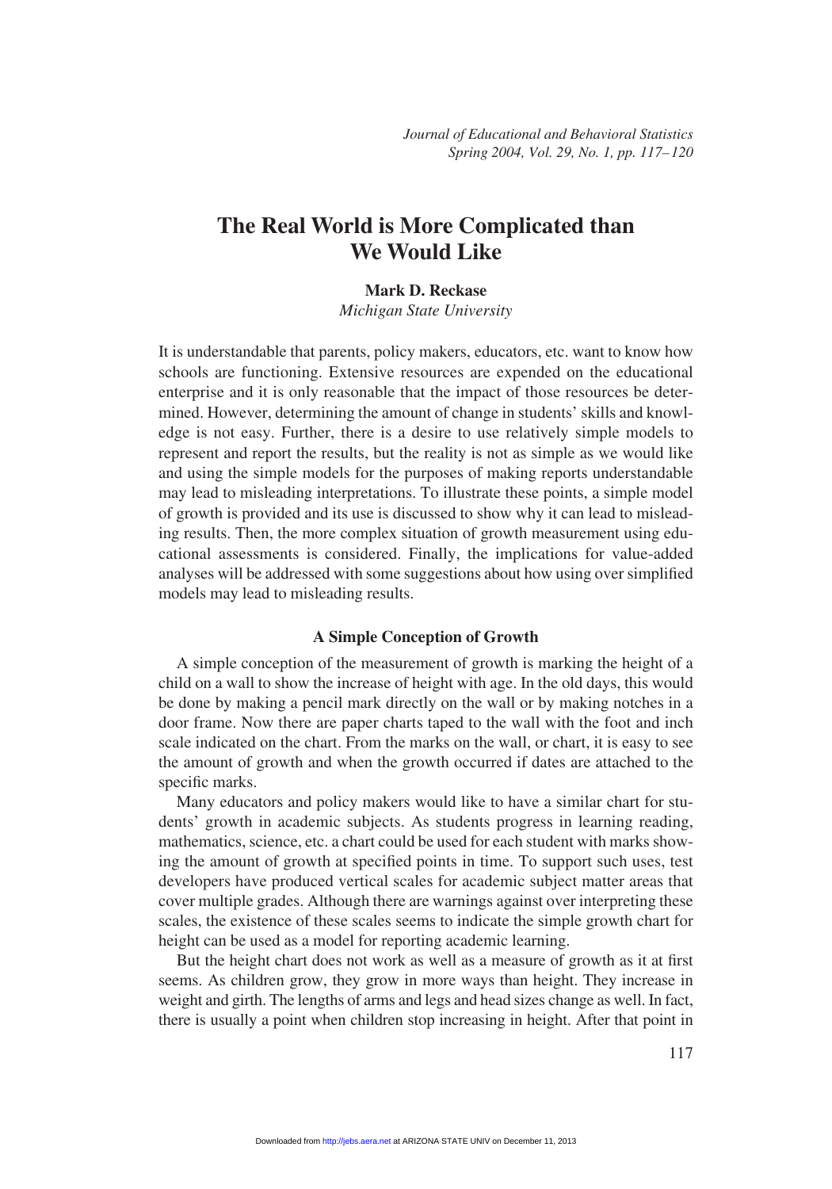# The Real World is More Complicated than We Would Like

**Mark D. Reckase**
*Michigan State University*

It is understandable that parents, policy makers, educators, etc. want to know how schools are functioning. Extensive resources are expended on the educational enterprise and it is only reasonable that the impact of those resources be determined. However, determining the amount of change in students' skills and knowledge is not easy. Further, there is a desire to use relatively simple models to represent and report the results, but the reality is not as simple as we would like and using the simple models for the purposes of making reports understandable may lead to misleading interpretations. To illustrate these points, a simple model of growth is provided and its use is discussed to show why it can lead to misleading results. Then, the more complex situation of growth measurement using educational assessments is considered. Finally, the implications for value-added analyses will be addressed with some suggestions about how using over simplified models may lead to misleading results.

### A Simple Conception of Growth

A simple conception of the measurement of growth is marking the height of a child on a wall to show the increase of height with age. In the old days, this would be done by making a pencil mark directly on the wall or by making notches in a door frame. Now there are paper charts taped to the wall with the foot and inch scale indicated on the chart. From the marks on the wall, or chart, it is easy to see the amount of growth and when the growth occurred if dates are attached to the specific marks.

Many educators and policy makers would like to have a similar chart for students' growth in academic subjects. As students progress in learning reading, mathematics, science, etc. a chart could be used for each student with marks showing the amount of growth at specified points in time. To support such uses, test developers have produced vertical scales for academic subject matter areas that cover multiple grades. Although there are warnings against over interpreting these scales, the existence of these scales seems to indicate the simple growth chart for height can be used as a model for reporting academic learning.

But the height chart does not work as well as a measure of growth as it at first seems. As children grow, they grow in more ways than height. They increase in weight and girth. The lengths of arms and legs and head sizes change as well. In fact, there is usually a point when children stop increasing in height. After that point in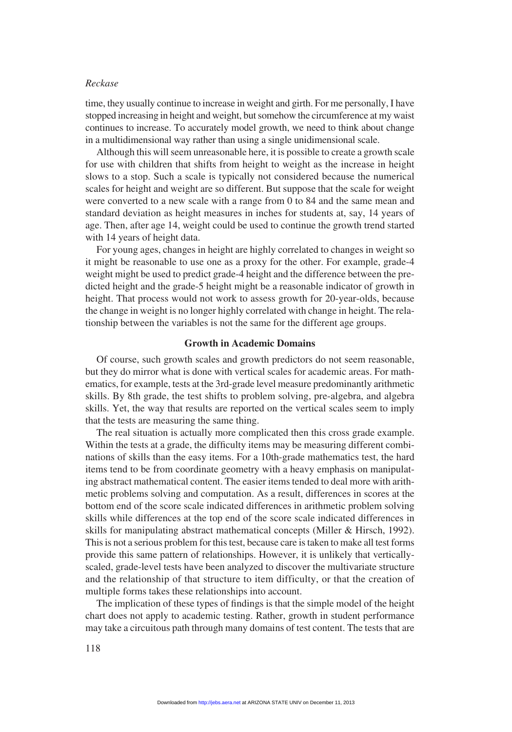time, they usually continue to increase in weight and girth. For me personally, I have stopped increasing in height and weight, but somehow the circumference at my waist continues to increase. To accurately model growth, we need to think about change in a multidimensional way rather than using a single unidimensional scale.

Although this will seem unreasonable here, it is possible to create a growth scale for use with children that shifts from height to weight as the increase in height slows to a stop. Such a scale is typically not considered because the numerical scales for height and weight are so different. But suppose that the scale for weight were converted to a new scale with a range from 0 to 84 and the same mean and standard deviation as height measures in inches for students at, say, 14 years of age. Then, after age 14, weight could be used to continue the growth trend started with 14 years of height data.

For young ages, changes in height are highly correlated to changes in weight so it might be reasonable to use one as a proxy for the other. For example, grade-4 weight might be used to predict grade-4 height and the difference between the predicted height and the grade-5 height might be a reasonable indicator of growth in height. That process would not work to assess growth for 20-year-olds, because the change in weight is no longer highly correlated with change in height. The relationship between the variables is not the same for the different age groups.

## Growth in Academic Domains

Of course, such growth scales and growth predictors do not seem reasonable, but they do mirror what is done with vertical scales for academic areas. For mathematics, for example, tests at the 3rd-grade level measure predominantly arithmetic skills. By 8th grade, the test shifts to problem solving, pre-algebra, and algebra skills. Yet, the way that results are reported on the vertical scales seem to imply that the tests are measuring the same thing.

The real situation is actually more complicated then this cross grade example. Within the tests at a grade, the difficulty items may be measuring different combinations of skills than the easy items. For a 10th-grade mathematics test, the hard items tend to be from coordinate geometry with a heavy emphasis on manipulating abstract mathematical content. The easier items tended to deal more with arithmetic problems solving and computation. As a result, differences in scores at the bottom end of the score scale indicated differences in arithmetic problem solving skills while differences at the top end of the score scale indicated differences in skills for manipulating abstract mathematical concepts (Miller & Hirsch, 1992). This is not a serious problem for this test, because care is taken to make all test forms provide this same pattern of relationships. However, it is unlikely that vertically-scaled, grade-level tests have been analyzed to discover the multivariate structure and the relationship of that structure to item difficulty, or that the creation of multiple forms takes these relationships into account.

The implication of these types of findings is that the simple model of the height chart does not apply to academic testing. Rather, growth in student performance may take a circuitous path through many domains of test content. The tests that are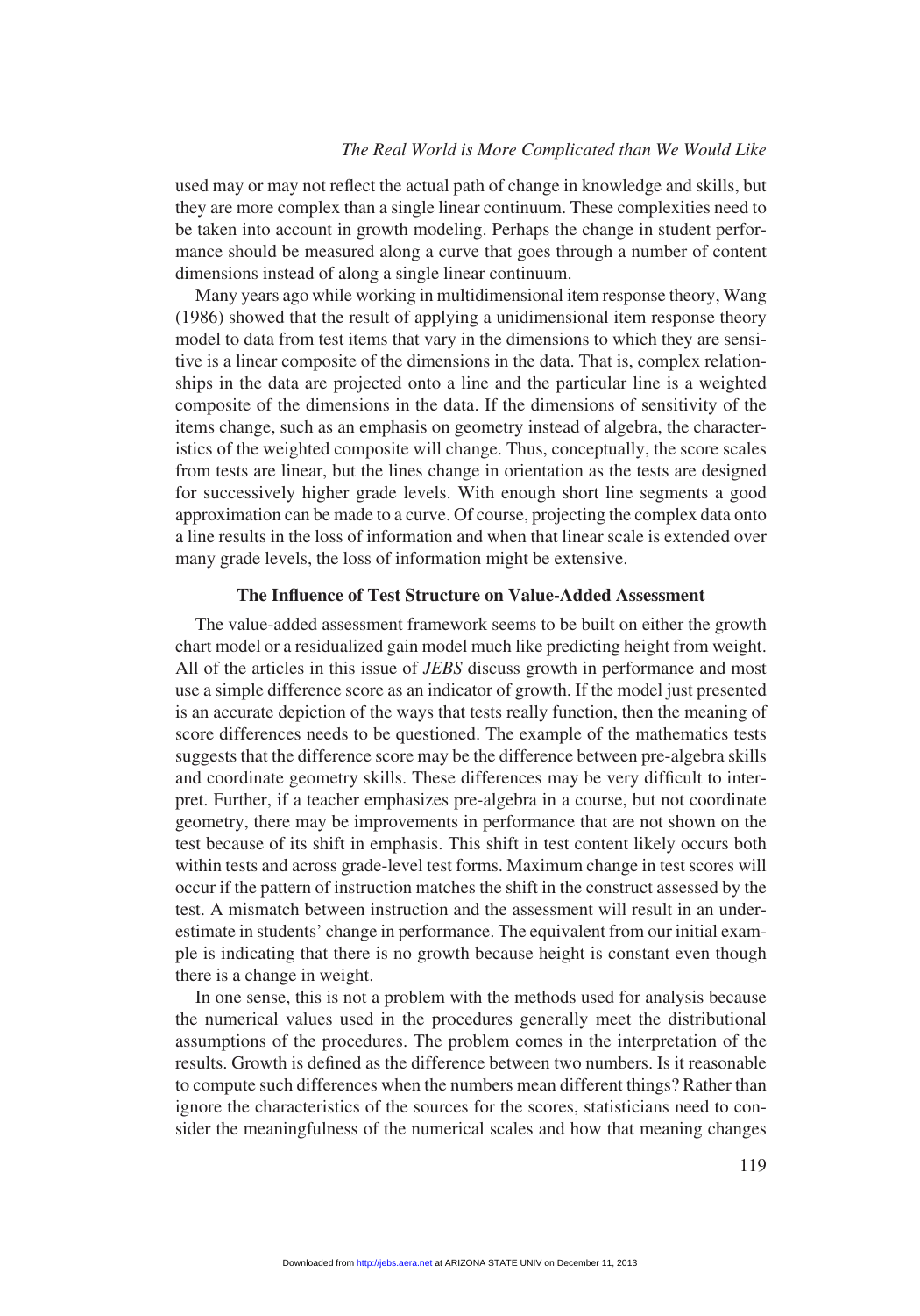used may or may not reflect the actual path of change in knowledge and skills, but they are more complex than a single linear continuum. These complexities need to be taken into account in growth modeling. Perhaps the change in student performance should be measured along a curve that goes through a number of content dimensions instead of along a single linear continuum.

Many years ago while working in multidimensional item response theory, Wang (1986) showed that the result of applying a unidimensional item response theory model to data from test items that vary in the dimensions to which they are sensitive is a linear composite of the dimensions in the data. That is, complex relationships in the data are projected onto a line and the particular line is a weighted composite of the dimensions in the data. If the dimensions of sensitivity of the items change, such as an emphasis on geometry instead of algebra, the characteristics of the weighted composite will change. Thus, conceptually, the score scales from tests are linear, but the lines change in orientation as the tests are designed for successively higher grade levels. With enough short line segments a good approximation can be made to a curve. Of course, projecting the complex data onto a line results in the loss of information and when that linear scale is extended over many grade levels, the loss of information might be extensive.

## The Influence of Test Structure on Value-Added Assessment

The value-added assessment framework seems to be built on either the growth chart model or a residualized gain model much like predicting height from weight. All of the articles in this issue of *JEBS* discuss growth in performance and most use a simple difference score as an indicator of growth. If the model just presented is an accurate depiction of the ways that tests really function, then the meaning of score differences needs to be questioned. The example of the mathematics tests suggests that the difference score may be the difference between pre-algebra skills and coordinate geometry skills. These differences may be very difficult to interpret. Further, if a teacher emphasizes pre-algebra in a course, but not coordinate geometry, there may be improvements in performance that are not shown on the test because of its shift in emphasis. This shift in test content likely occurs both within tests and across grade-level test forms. Maximum change in test scores will occur if the pattern of instruction matches the shift in the construct assessed by the test. A mismatch between instruction and the assessment will result in an underestimate in students' change in performance. The equivalent from our initial example is indicating that there is no growth because height is constant even though there is a change in weight.

In one sense, this is not a problem with the methods used for analysis because the numerical values used in the procedures generally meet the distributional assumptions of the procedures. The problem comes in the interpretation of the results. Growth is defined as the difference between two numbers. Is it reasonable to compute such differences when the numbers mean different things? Rather than ignore the characteristics of the sources for the scores, statisticians need to consider the meaningfulness of the numerical scales and how that meaning changes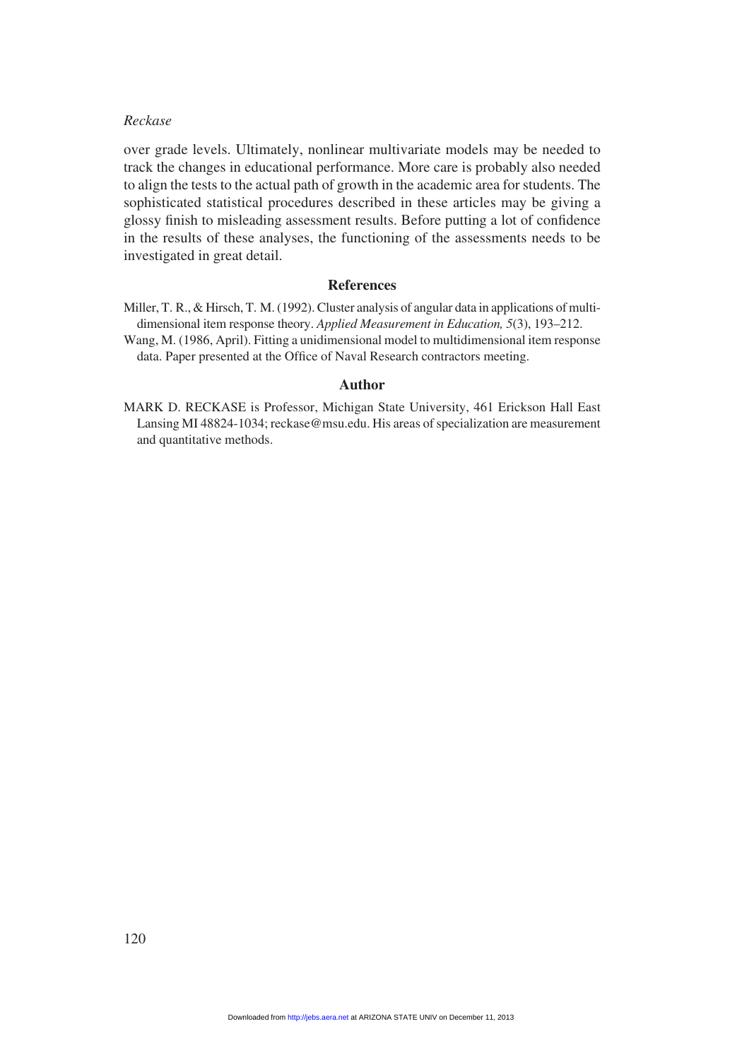over grade levels. Ultimately, nonlinear multivariate models may be needed to track the changes in educational performance. More care is probably also needed to align the tests to the actual path of growth in the academic area for students. The sophisticated statistical procedures described in these articles may be giving a glossy finish to misleading assessment results. Before putting a lot of confidence in the results of these analyses, the functioning of the assessments needs to be investigated in great detail.

## References

Miller, T. R., & Hirsch, T. M. (1992). Cluster analysis of angular data in applications of multidimensional item response theory. *Applied Measurement in Education, 5*(3), 193–212.

Wang, M. (1986, April). Fitting a unidimensional model to multidimensional item response data. Paper presented at the Office of Naval Research contractors meeting.

## Author

MARK D. RECKASE is Professor, Michigan State University, 461 Erickson Hall East Lansing MI 48824-1034; reckase@msu.edu. His areas of specialization are measurement and quantitative methods.